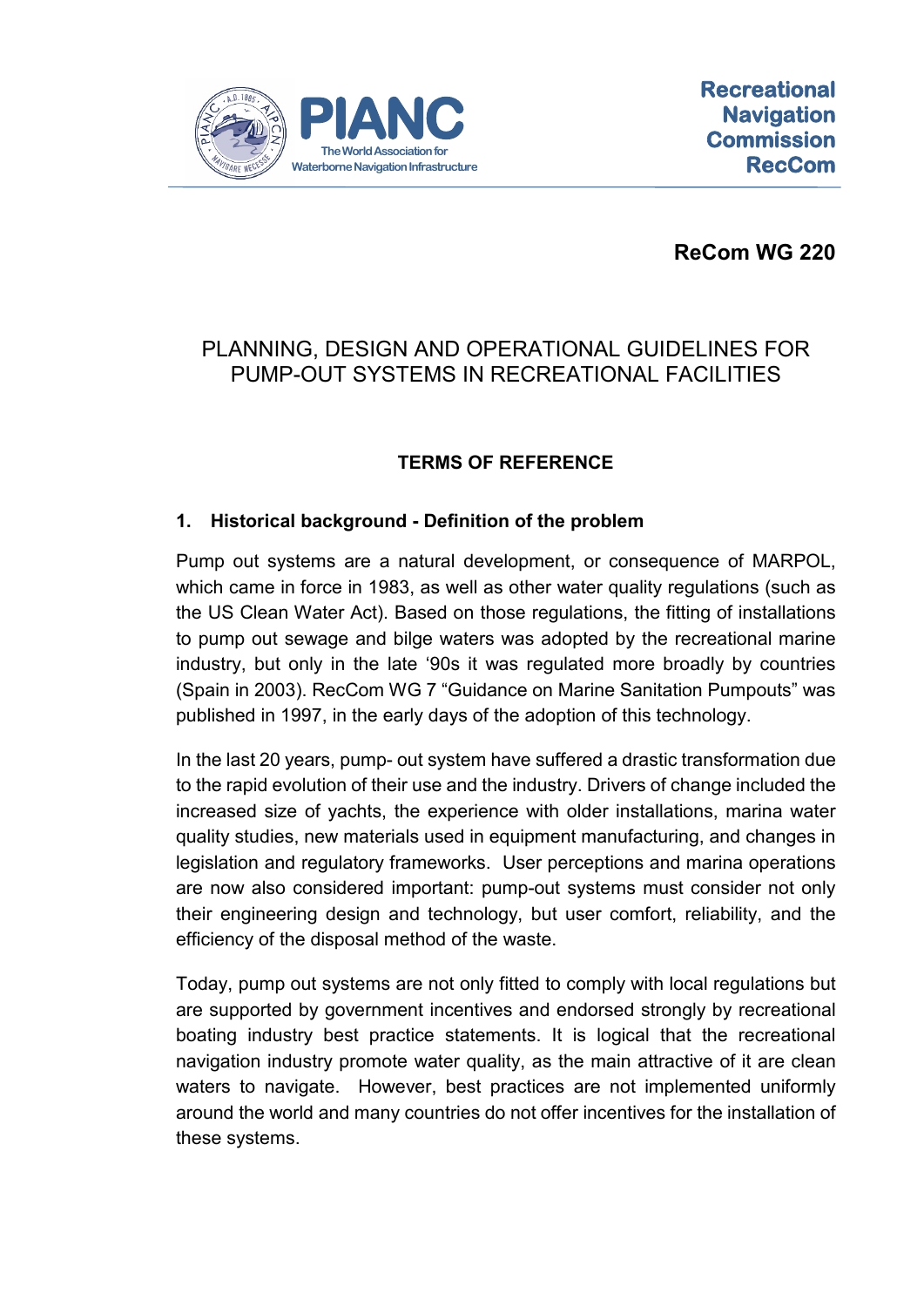PIANC

The World Association for Waterborne Navigation Infrastructure

**Recreational Navigation Commission RecCom**

**ReCom WG 220**

# PLANNING, DESIGN AND OPERATIONAL GUIDELINES FOR PUMP-OUT SYSTEMS IN RECREATIONAL FACILITIES

## TERMS OF REFERENCE

### 1. Historical background - Definition of the problem

Pump out systems are a natural development, or consequence of MARPOL, which came in force in 1983, as well as other water quality regulations (such as the US Clean Water Act). Based on those regulations, the fitting of installations to pump out sewage and bilge waters was adopted by the recreational marine industry, but only in the late '90s it was regulated more broadly by countries (Spain in 2003). RecCom WG 7 "Guidance on Marine Sanitation Pumpouts" was published in 1997, in the early days of the adoption of this technology.

In the last 20 years, pump- out system have suffered a drastic transformation due to the rapid evolution of their use and the industry. Drivers of change included the increased size of yachts, the experience with older installations, marina water quality studies, new materials used in equipment manufacturing, and changes in legislation and regulatory frameworks. User perceptions and marina operations are now also considered important: pump-out systems must consider not only their engineering design and technology, but user comfort, reliability, and the efficiency of the disposal method of the waste.

Today, pump out systems are not only fitted to comply with local regulations but are supported by government incentives and endorsed strongly by recreational boating industry best practice statements. It is logical that the recreational navigation industry promote water quality, as the main attractive of it are clean waters to navigate. However, best practices are not implemented uniformly around the world and many countries do not offer incentives for the installation of these systems.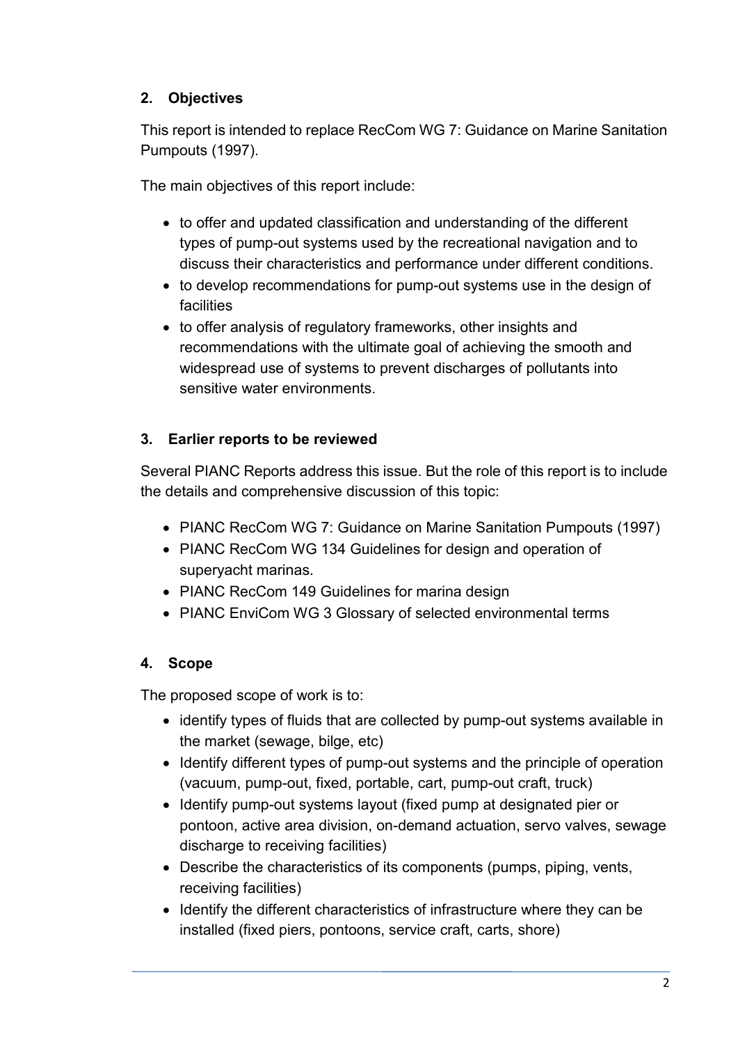## 2. Objectives

This report is intended to replace RecCom WG 7: Guidance on Marine Sanitation Pumpouts (1997).

The main objectives of this report include:

- to offer and updated classification and understanding of the different types of pump-out systems used by the recreational navigation and to discuss their characteristics and performance under different conditions.
- to develop recommendations for pump-out systems use in the design of facilities
- to offer analysis of regulatory frameworks, other insights and recommendations with the ultimate goal of achieving the smooth and widespread use of systems to prevent discharges of pollutants into sensitive water environments.

## 3. Earlier reports to be reviewed

Several PIANC Reports address this issue. But the role of this report is to include the details and comprehensive discussion of this topic:

- PIANC RecCom WG 7: Guidance on Marine Sanitation Pumpouts (1997)
- PIANC RecCom WG 134 Guidelines for design and operation of superyacht marinas.
- PIANC RecCom 149 Guidelines for marina design
- PIANC EnviCom WG 3 Glossary of selected environmental terms

## 4. Scope

The proposed scope of work is to:

- identify types of fluids that are collected by pump-out systems available in the market (sewage, bilge, etc)
- Identify different types of pump-out systems and the principle of operation (vacuum, pump-out, fixed, portable, cart, pump-out craft, truck)
- Identify pump-out systems layout (fixed pump at designated pier or pontoon, active area division, on-demand actuation, servo valves, sewage discharge to receiving facilities)
- Describe the characteristics of its components (pumps, piping, vents, receiving facilities)
- Identify the different characteristics of infrastructure where they can be installed (fixed piers, pontoons, service craft, carts, shore)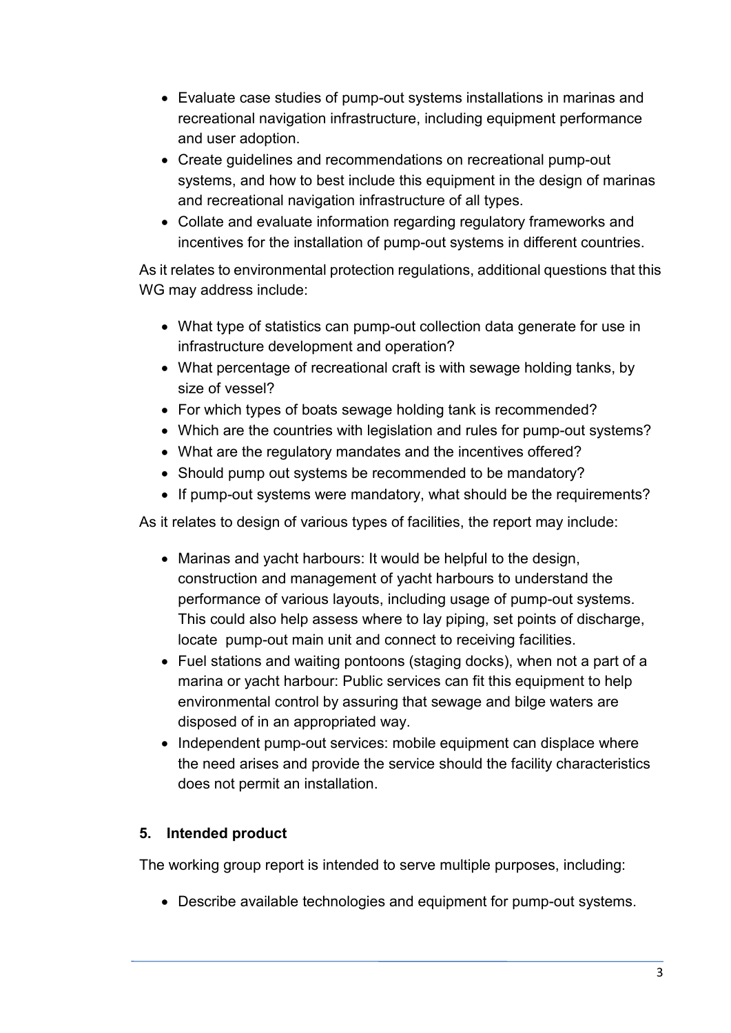- Evaluate case studies of pump-out systems installations in marinas and recreational navigation infrastructure, including equipment performance and user adoption.
- Create guidelines and recommendations on recreational pump-out systems, and how to best include this equipment in the design of marinas and recreational navigation infrastructure of all types.
- Collate and evaluate information regarding regulatory frameworks and incentives for the installation of pump-out systems in different countries.

As it relates to environmental protection regulations, additional questions that this WG may address include:

- What type of statistics can pump-out collection data generate for use in infrastructure development and operation?
- What percentage of recreational craft is with sewage holding tanks, by size of vessel?
- For which types of boats sewage holding tank is recommended?
- Which are the countries with legislation and rules for pump-out systems?
- What are the regulatory mandates and the incentives offered?
- Should pump out systems be recommended to be mandatory?
- If pump-out systems were mandatory, what should be the requirements?

As it relates to design of various types of facilities, the report may include:

- Marinas and yacht harbours: It would be helpful to the design, construction and management of yacht harbours to understand the performance of various layouts, including usage of pump-out systems. This could also help assess where to lay piping, set points of discharge, locate pump-out main unit and connect to receiving facilities.
- Fuel stations and waiting pontoons (staging docks), when not a part of a marina or yacht harbour: Public services can fit this equipment to help environmental control by assuring that sewage and bilge waters are disposed of in an appropriated way.
- Independent pump-out services: mobile equipment can displace where the need arises and provide the service should the facility characteristics does not permit an installation.

## 5. Intended product

The working group report is intended to serve multiple purposes, including:

- Describe available technologies and equipment for pump-out systems.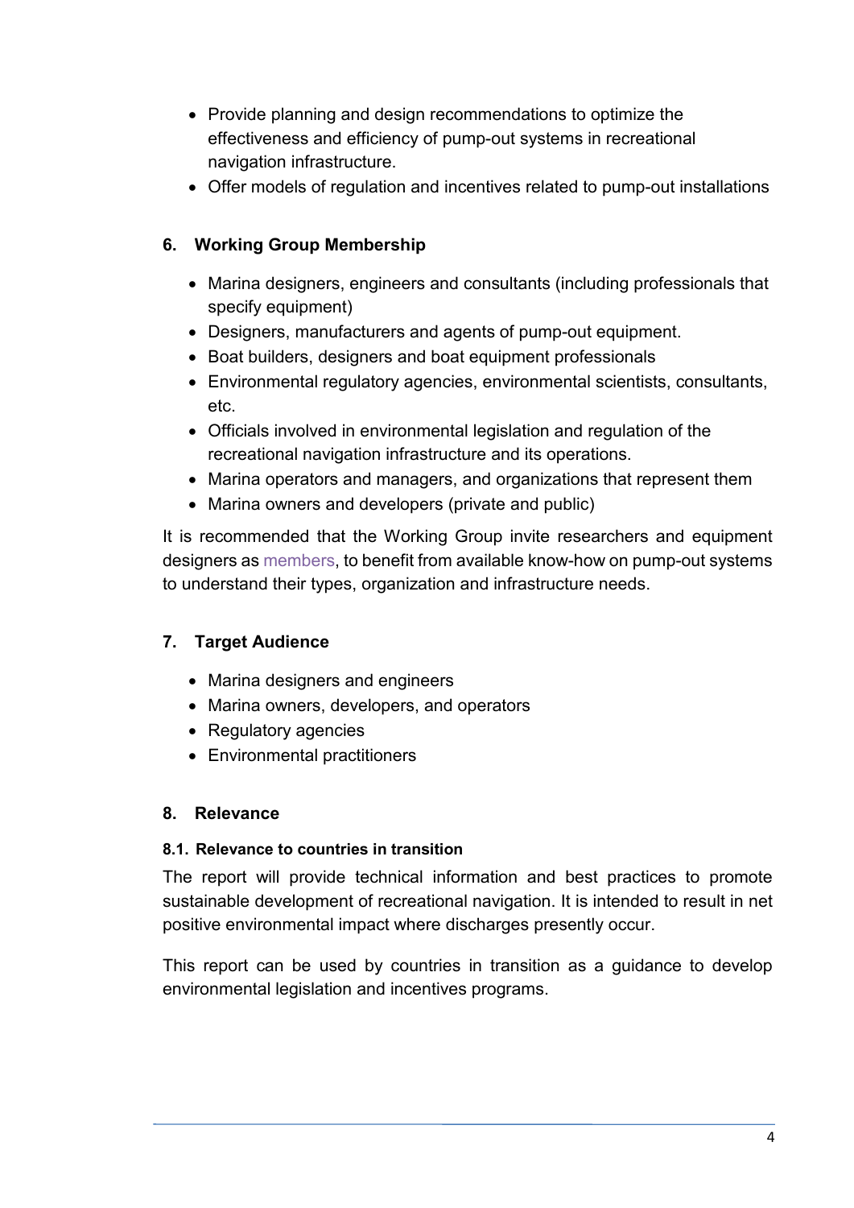- Provide planning and design recommendations to optimize the effectiveness and efficiency of pump-out systems in recreational navigation infrastructure.
- Offer models of regulation and incentives related to pump-out installations

## 6. Working Group Membership

- Marina designers, engineers and consultants (including professionals that specify equipment)
- Designers, manufacturers and agents of pump-out equipment.
- Boat builders, designers and boat equipment professionals
- Environmental regulatory agencies, environmental scientists, consultants, etc.
- Officials involved in environmental legislation and regulation of the recreational navigation infrastructure and its operations.
- Marina operators and managers, and organizations that represent them
- Marina owners and developers (private and public)

It is recommended that the Working Group invite researchers and equipment designers as members, to benefit from available know-how on pump-out systems to understand their types, organization and infrastructure needs.

## 7. Target Audience

- Marina designers and engineers
- Marina owners, developers, and operators
- Regulatory agencies
- Environmental practitioners

## 8. Relevance

### 8.1. Relevance to countries in transition

The report will provide technical information and best practices to promote sustainable development of recreational navigation. It is intended to result in net positive environmental impact where discharges presently occur.

This report can be used by countries in transition as a guidance to develop environmental legislation and incentives programs.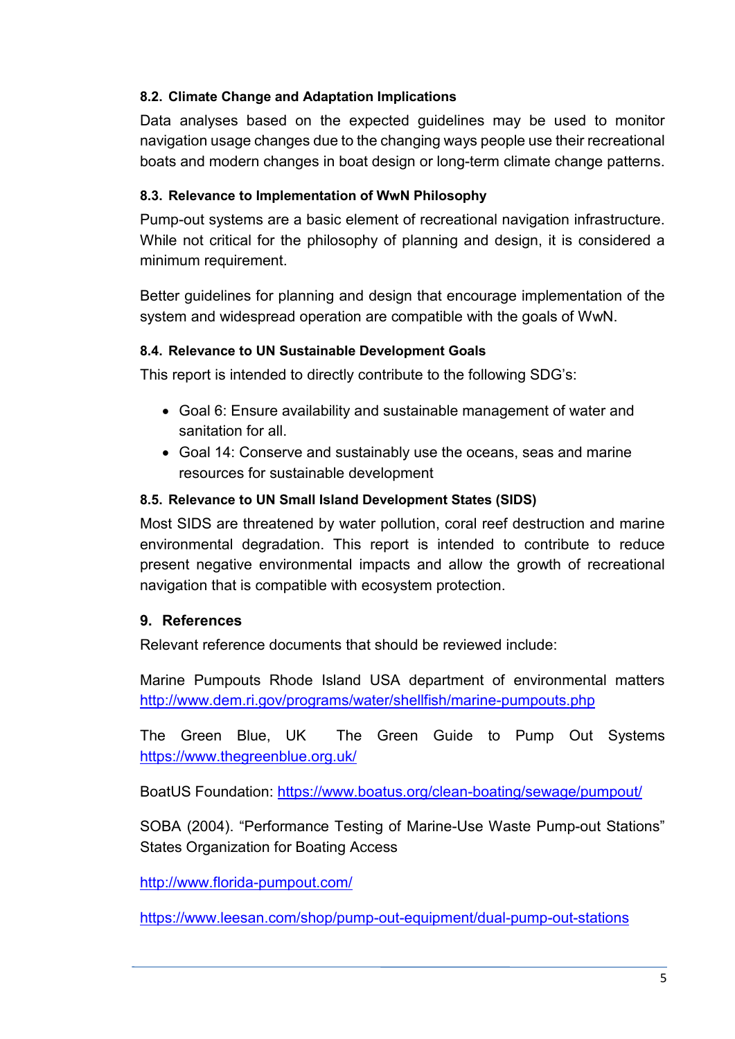### 8.2. Climate Change and Adaptation Implications

Data analyses based on the expected guidelines may be used to monitor navigation usage changes due to the changing ways people use their recreational boats and modern changes in boat design or long-term climate change patterns.

### 8.3. Relevance to Implementation of WwN Philosophy

Pump-out systems are a basic element of recreational navigation infrastructure. While not critical for the philosophy of planning and design, it is considered a minimum requirement.

Better guidelines for planning and design that encourage implementation of the system and widespread operation are compatible with the goals of WwN.

### 8.4. Relevance to UN Sustainable Development Goals

This report is intended to directly contribute to the following SDG's:

- Goal 6: Ensure availability and sustainable management of water and sanitation for all.
- Goal 14: Conserve and sustainably use the oceans, seas and marine resources for sustainable development

### 8.5. Relevance to UN Small Island Development States (SIDS)

Most SIDS are threatened by water pollution, coral reef destruction and marine environmental degradation. This report is intended to contribute to reduce present negative environmental impacts and allow the growth of recreational navigation that is compatible with ecosystem protection.

## 9. References

Relevant reference documents that should be reviewed include:

Marine Pumpouts Rhode Island USA department of environmental matters http://www.dem.ri.gov/programs/water/shellfish/marine-pumpouts.php

The Green Blue, UK The Green Guide to Pump Out Systems https://www.thegreenblue.org.uk/

BoatUS Foundation: https://www.boatus.org/clean-boating/sewage/pumpout/

SOBA (2004). "Performance Testing of Marine-Use Waste Pump-out Stations" States Organization for Boating Access

http://www.florida-pumpout.com/

https://www.leesan.com/shop/pump-out-equipment/dual-pump-out-stations